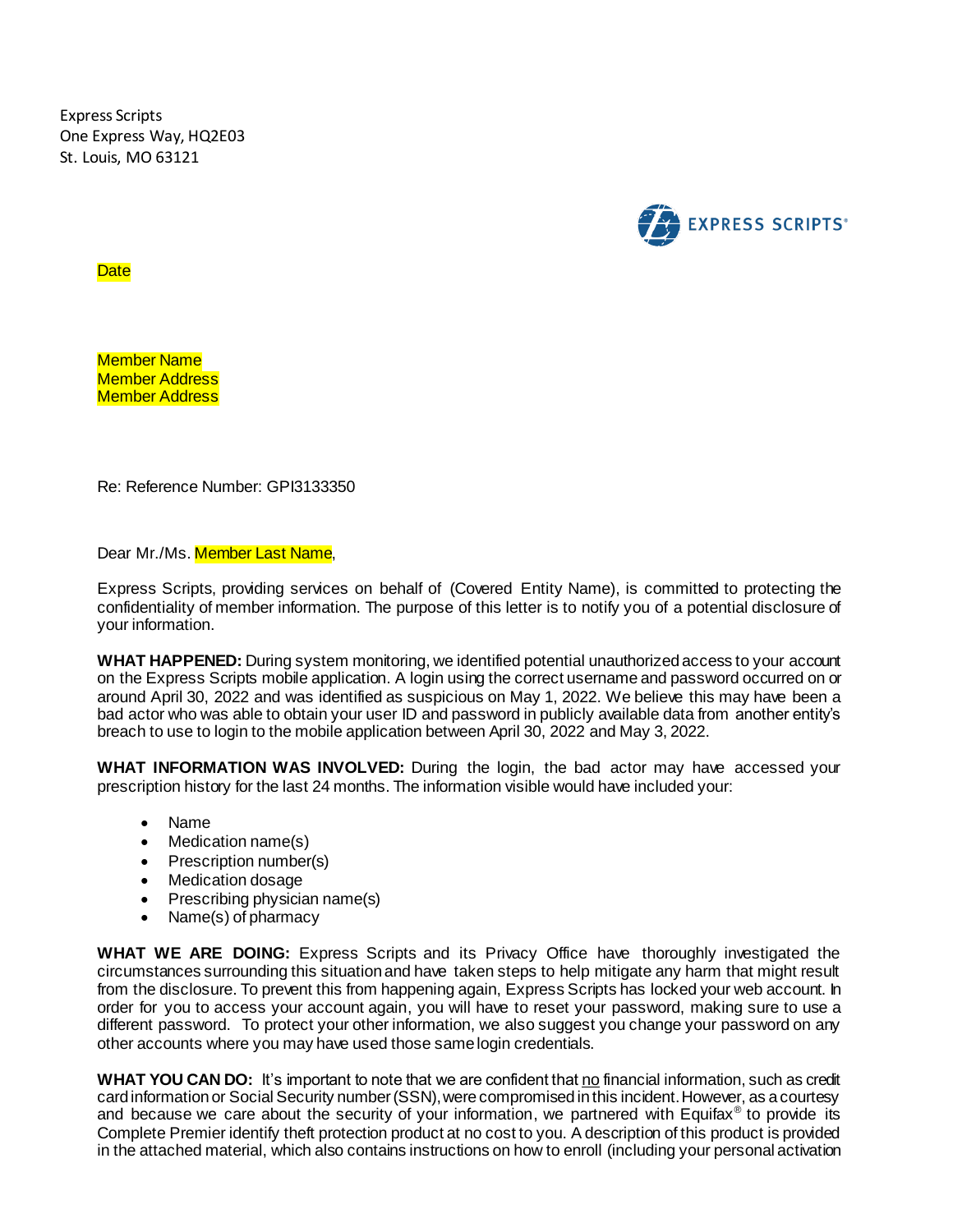Express Scripts
One Express Way, HQ2E03
St. Louis, MO 63121

EXPRESS SCRIPTS®

Date

Member Name
Member Address
Member Address

Re: Reference Number: GPI3133350

Dear Mr./Ms. Member Last Name,

Express Scripts, providing services on behalf of (Covered Entity Name), is committed to protecting the confidentiality of member information. The purpose of this letter is to notify you of a potential disclosure of your information.

**WHAT HAPPENED:** During system monitoring, we identified potential unauthorized access to your account on the Express Scripts mobile application. A login using the correct username and password occurred on or around April 30, 2022 and was identified as suspicious on May 1, 2022. We believe this may have been a bad actor who was able to obtain your user ID and password in publicly available data from another entity's breach to use to login to the mobile application between April 30, 2022 and May 3, 2022.

**WHAT INFORMATION WAS INVOLVED:** During the login, the bad actor may have accessed your prescription history for the last 24 months. The information visible would have included your:

- Name
- Medication name(s)
- Prescription number(s)
- Medication dosage
- Prescribing physician name(s)
- Name(s) of pharmacy

**WHAT WE ARE DOING:** Express Scripts and its Privacy Office have thoroughly investigated the circumstances surrounding this situation and have taken steps to help mitigate any harm that might result from the disclosure. To prevent this from happening again, Express Scripts has locked your web account. In order for you to access your account again, you will have to reset your password, making sure to use a different password. To protect your other information, we also suggest you change your password on any other accounts where you may have used those same login credentials.

**WHAT YOU CAN DO:** It's important to note that we are confident that no financial information, such as credit card information or Social Security number (SSN), were compromised in this incident. However, as a courtesy and because we care about the security of your information, we partnered with Equifax® to provide its Complete Premier identify theft protection product at no cost to you. A description of this product is provided in the attached material, which also contains instructions on how to enroll (including your personal activation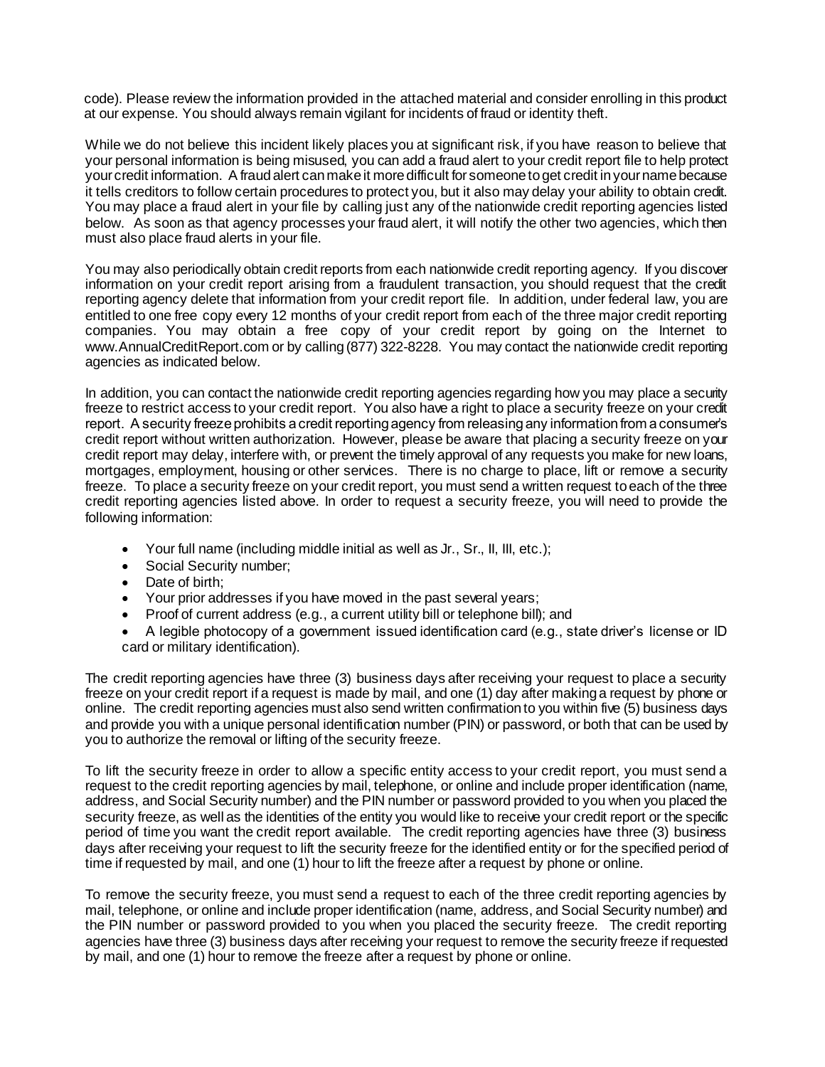code). Please review the information provided in the attached material and consider enrolling in this product at our expense. You should always remain vigilant for incidents of fraud or identity theft.

While we do not believe this incident likely places you at significant risk, if you have reason to believe that your personal information is being misused, you can add a fraud alert to your credit report file to help protect your credit information. A fraud alert can make it more difficult for someone to get credit in your name because it tells creditors to follow certain procedures to protect you, but it also may delay your ability to obtain credit. You may place a fraud alert in your file by calling just any of the nationwide credit reporting agencies listed below. As soon as that agency processes your fraud alert, it will notify the other two agencies, which then must also place fraud alerts in your file.

You may also periodically obtain credit reports from each nationwide credit reporting agency. If you discover information on your credit report arising from a fraudulent transaction, you should request that the credit reporting agency delete that information from your credit report file. In addition, under federal law, you are entitled to one free copy every 12 months of your credit report from each of the three major credit reporting companies. You may obtain a free copy of your credit report by going on the Internet to www.AnnualCreditReport.com or by calling (877) 322-8228. You may contact the nationwide credit reporting agencies as indicated below.

In addition, you can contact the nationwide credit reporting agencies regarding how you may place a security freeze to restrict access to your credit report. You also have a right to place a security freeze on your credit report. A security freeze prohibits a credit reporting agency from releasing any information from a consumer's credit report without written authorization. However, please be aware that placing a security freeze on your credit report may delay, interfere with, or prevent the timely approval of any requests you make for new loans, mortgages, employment, housing or other services. There is no charge to place, lift or remove a security freeze. To place a security freeze on your credit report, you must send a written request to each of the three credit reporting agencies listed above. In order to request a security freeze, you will need to provide the following information:

- Your full name (including middle initial as well as Jr., Sr., II, III, etc.);
- Social Security number;
- Date of birth;
- Your prior addresses if you have moved in the past several years;
- Proof of current address (e.g., a current utility bill or telephone bill); and
- A legible photocopy of a government issued identification card (e.g., state driver's license or ID card or military identification).

The credit reporting agencies have three (3) business days after receiving your request to place a security freeze on your credit report if a request is made by mail, and one (1) day after making a request by phone or online. The credit reporting agencies must also send written confirmation to you within five (5) business days and provide you with a unique personal identification number (PIN) or password, or both that can be used by you to authorize the removal or lifting of the security freeze.

To lift the security freeze in order to allow a specific entity access to your credit report, you must send a request to the credit reporting agencies by mail, telephone, or online and include proper identification (name, address, and Social Security number) and the PIN number or password provided to you when you placed the security freeze, as well as the identities of the entity you would like to receive your credit report or the specific period of time you want the credit report available. The credit reporting agencies have three (3) business days after receiving your request to lift the security freeze for the identified entity or for the specified period of time if requested by mail, and one (1) hour to lift the freeze after a request by phone or online.

To remove the security freeze, you must send a request to each of the three credit reporting agencies by mail, telephone, or online and include proper identification (name, address, and Social Security number) and the PIN number or password provided to you when you placed the security freeze. The credit reporting agencies have three (3) business days after receiving your request to remove the security freeze if requested by mail, and one (1) hour to remove the freeze after a request by phone or online.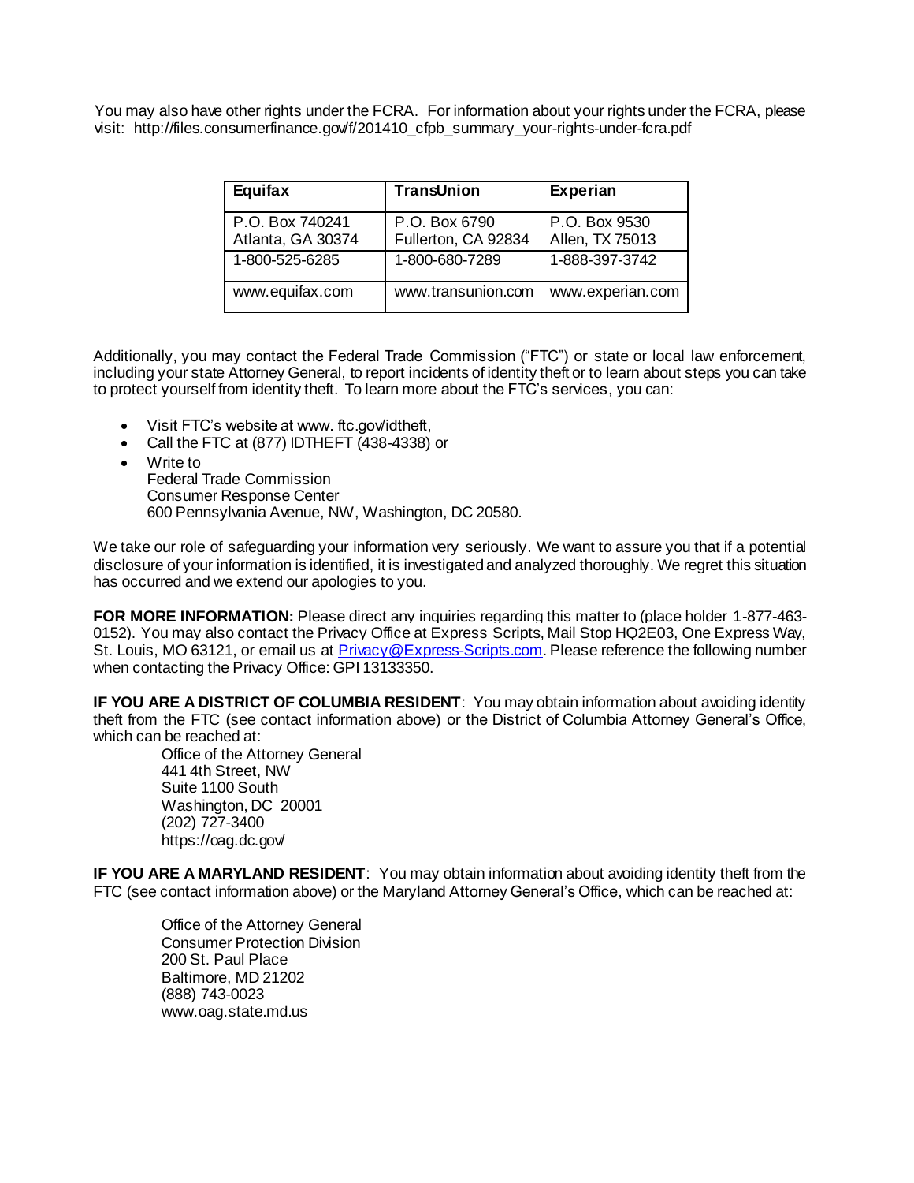You may also have other rights under the FCRA. For information about your rights under the FCRA, please visit: http://files.consumerfinance.gov/f/201410_cfpb_summary_your-rights-under-fcra.pdf

| Equifax | TransUnion | Experian |
| --- | --- | --- |
| P.O. Box 740241<br>Atlanta, GA 30374 | P.O. Box 6790<br>Fullerton, CA 92834 | P.O. Box 9530<br>Allen, TX 75013 |
| 1-800-525-6285 | 1-800-680-7289 | 1-888-397-3742 |
| www.equifax.com | www.transunion.com | www.experian.com |

Additionally, you may contact the Federal Trade Commission ("FTC") or state or local law enforcement, including your state Attorney General, to report incidents of identity theft or to learn about steps you can take to protect yourself from identity theft. To learn more about the FTC's services, you can:

- Visit FTC's website at www. ftc.gov/idtheft,
- Call the FTC at (877) IDTHEFT (438-4338) or
- Write to
  Federal Trade Commission
  Consumer Response Center
  600 Pennsylvania Avenue, NW, Washington, DC 20580.

We take our role of safeguarding your information very seriously. We want to assure you that if a potential disclosure of your information is identified, it is investigated and analyzed thoroughly. We regret this situation has occurred and we extend our apologies to you.

**FOR MORE INFORMATION:** Please direct any inquiries regarding this matter to (place holder 1-877-463-0152). You may also contact the Privacy Office at Express Scripts, Mail Stop HQ2E03, One Express Way, St. Louis, MO 63121, or email us at Privacy@Express-Scripts.com. Please reference the following number when contacting the Privacy Office: GPI 13133350.

**IF YOU ARE A DISTRICT OF COLUMBIA RESIDENT**: You may obtain information about avoiding identity theft from the FTC (see contact information above) or the District of Columbia Attorney General's Office, which can be reached at:

Office of the Attorney General
441 4th Street, NW
Suite 1100 South
Washington, DC 20001
(202) 727-3400
https://oag.dc.gov/

**IF YOU ARE A MARYLAND RESIDENT**: You may obtain information about avoiding identity theft from the FTC (see contact information above) or the Maryland Attorney General's Office, which can be reached at:

Office of the Attorney General
Consumer Protection Division
200 St. Paul Place
Baltimore, MD 21202
(888) 743-0023
www.oag.state.md.us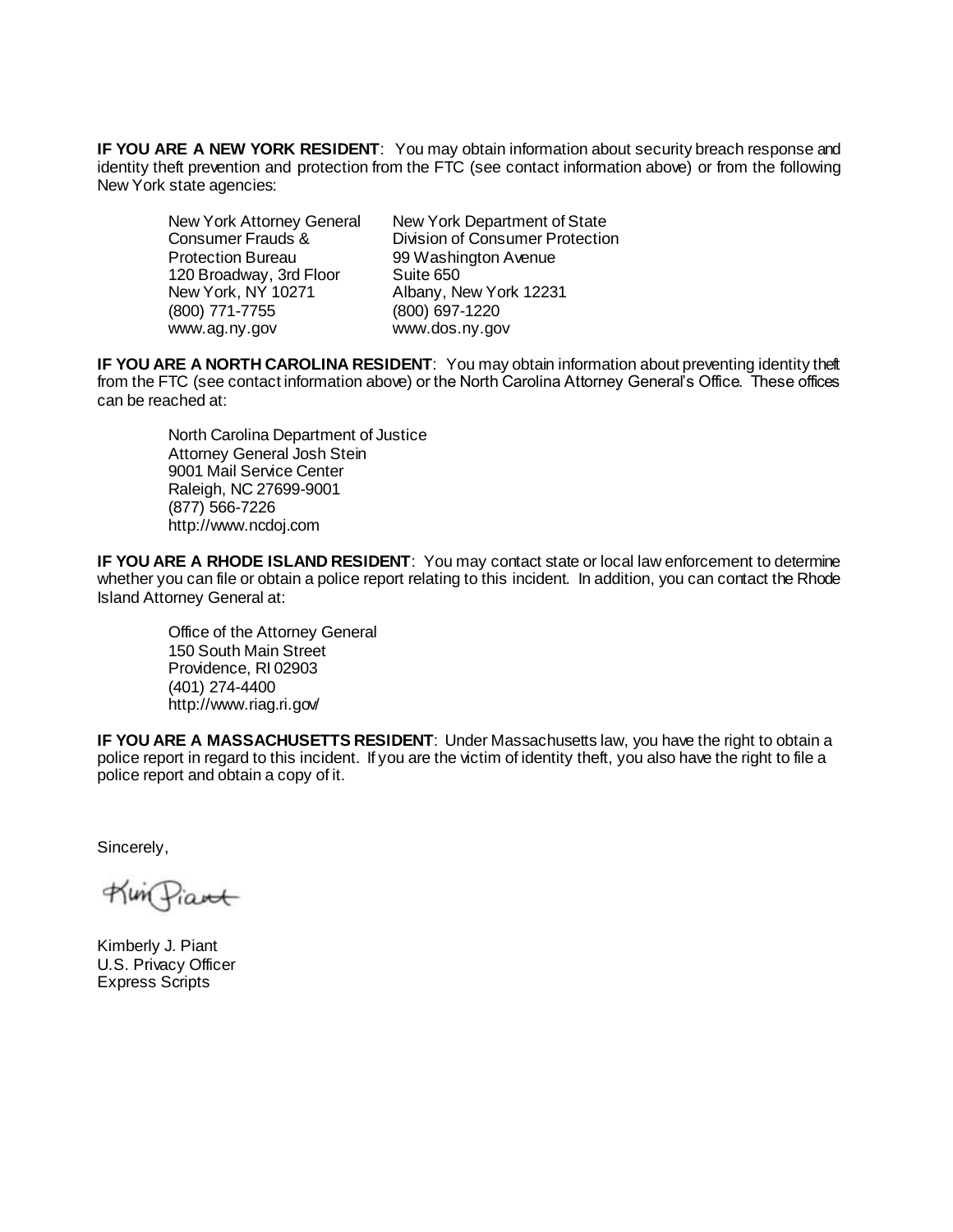**IF YOU ARE A NEW YORK RESIDENT**: You may obtain information about security breach response and identity theft prevention and protection from the FTC (see contact information above) or from the following New York state agencies:

New York Attorney General
Consumer Frauds &
Protection Bureau
120 Broadway, 3rd Floor
New York, NY 10271
(800) 771-7755
www.ag.ny.gov

New York Department of State
Division of Consumer Protection
99 Washington Avenue
Suite 650
Albany, New York 12231
(800) 697-1220
www.dos.ny.gov

**IF YOU ARE A NORTH CAROLINA RESIDENT**: You may obtain information about preventing identity theft from the FTC (see contact information above) or the North Carolina Attorney General's Office. These offices can be reached at:

North Carolina Department of Justice
Attorney General Josh Stein
9001 Mail Service Center
Raleigh, NC 27699-9001
(877) 566-7226
http://www.ncdoj.com

**IF YOU ARE A RHODE ISLAND RESIDENT**: You may contact state or local law enforcement to determine whether you can file or obtain a police report relating to this incident. In addition, you can contact the Rhode Island Attorney General at:

Office of the Attorney General
150 South Main Street
Providence, RI 02903
(401) 274-4400
http://www.riag.ri.gov/

**IF YOU ARE A MASSACHUSETTS RESIDENT**: Under Massachusetts law, you have the right to obtain a police report in regard to this incident. If you are the victim of identity theft, you also have the right to file a police report and obtain a copy of it.

Sincerely,

Kim Piant

Kimberly J. Piant
U.S. Privacy Officer
Express Scripts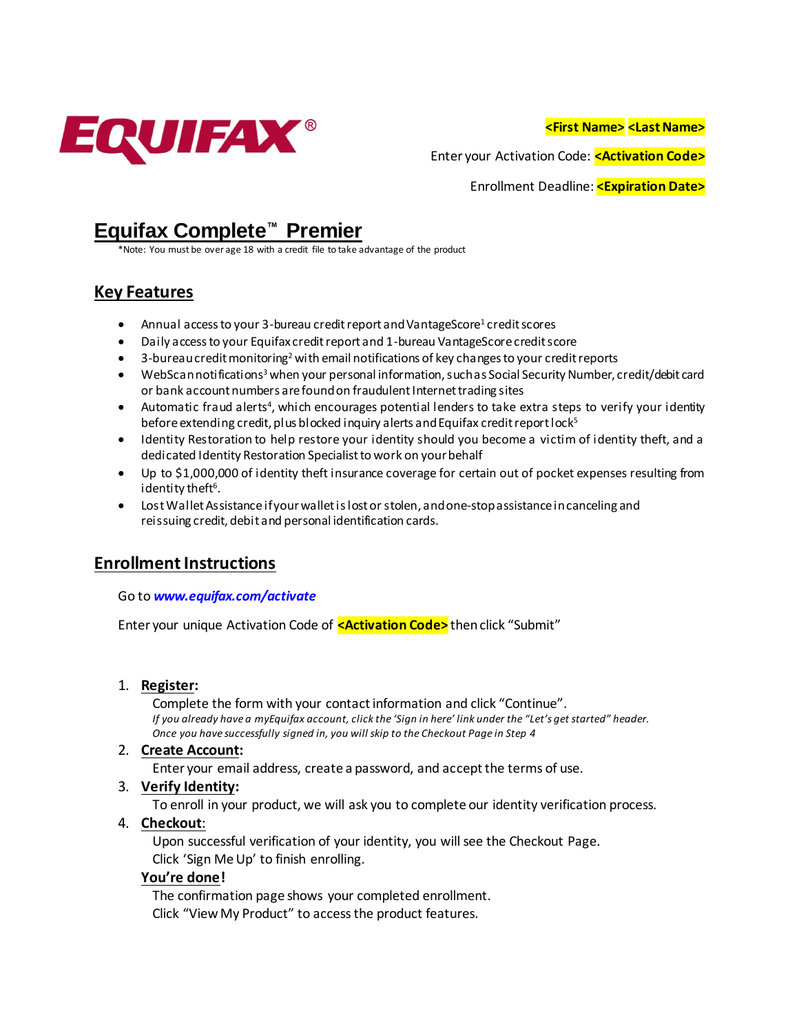EQUIFAX®

<First Name> <Last Name>

Enter your Activation Code: <Activation Code>

Enrollment Deadline: <Expiration Date>

# Equifax Complete™ Premier

*Note: You must be over age 18 with a credit file to take advantage of the product

## Key Features

- Annual access to your 3-bureau credit report and VantageScore[1] credit scores
- Daily access to your Equifax credit report and 1-bureau VantageScore credit score
- 3-bureau credit monitoring[2] with email notifications of key changes to your credit reports
- WebScan notifications[3] when your personal information, such as Social Security Number, credit/debit card or bank account numbers are found on fraudulent Internet trading sites
- Automatic fraud alerts[4], which encourages potential lenders to take extra steps to verify your identity before extending credit, plus blocked inquiry alerts and Equifax credit report lock[5]
- Identity Restoration to help restore your identity should you become a victim of identity theft, and a dedicated Identity Restoration Specialist to work on your behalf
- Up to $1,000,000 of identity theft insurance coverage for certain out of pocket expenses resulting from identity theft[6].
- Lost Wallet Assistance if your wallet is lost or stolen, and one-stop assistance in canceling and reissuing credit, debit and personal identification cards.

## Enrollment Instructions

Go to ***www.equifax.com/activate***

Enter your unique Activation Code of **<Activation Code>** then click "Submit"

1. **Register:**
   Complete the form with your contact information and click "Continue".
   *If you already have a myEquifax account, click the 'Sign in here' link under the "Let's get started" header. Once you have successfully signed in, you will skip to the Checkout Page in Step 4*
2. **Create Account:**
   Enter your email address, create a password, and accept the terms of use.
3. **Verify Identity:**
   To enroll in your product, we will ask you to complete our identity verification process.
4. **Checkout:**
   Upon successful verification of your identity, you will see the Checkout Page.
   Click 'Sign Me Up' to finish enrolling.

**You're done!**
The confirmation page shows your completed enrollment.
Click "View My Product" to access the product features.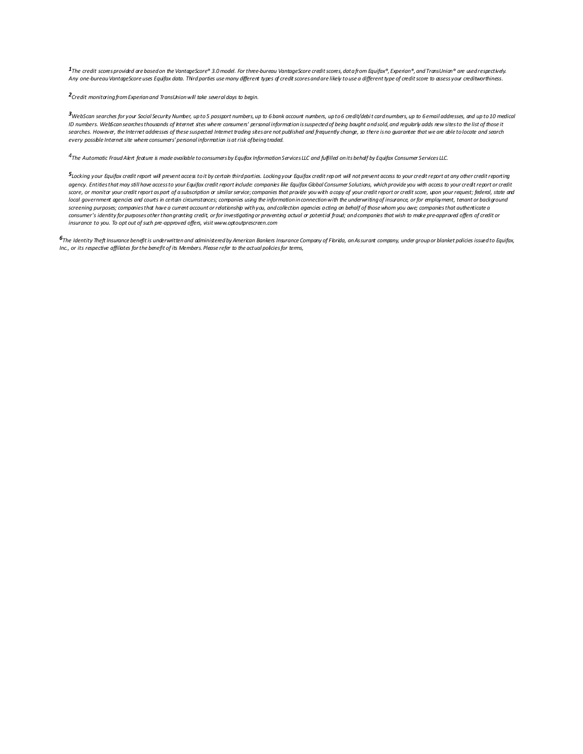*[1]The credit scores provided are based on the VantageScore® 3.0 model. For three-bureau VantageScore credit scores, data from Equifax®, Experian®, and TransUnion® are used respectively. Any one-bureau VantageScore uses Equifax data. Third parties use many different types of credit scores and are likely to use a different type of credit score to assess your creditworthiness.*

*[2]Credit monitoring from Experian and TransUnion will take several days to begin.*

*[3]WebScan searches for your Social Security Number, up to 5 passport numbers, up to 6 bank account numbers, up to 6 credit/debit card numbers, up to 6 email addresses, and up to 10 medical ID numbers. WebScan searches thousands of Internet sites where consumers' personal information is suspected of being bought and sold, and regularly adds new sites to the list of those it searches. However, the Internet addresses of these suspected Internet trading sites are not published and frequently change, so there is no guarantee that we are able to locate and search every possible Internet site where consumers' personal information is at risk of being traded.*

*[4]The Automatic Fraud Alert feature is made available to consumers by Equifax Information Services LLC and fulfilled on its behalf by Equifax Consumer Services LLC.*

*[5]Locking your Equifax credit report will prevent access to it by certain third parties. Locking your Equifax credit report will not prevent access to your credit report at any other credit reporting agency. Entities that may still have access to your Equifax credit report include: companies like Equifax Global Consumer Solutions, which provide you with access to your credit report or credit score, or monitor your credit report as part of a subscription or similar service; companies that provide you with a copy of your credit report or credit score, upon your request; federal, state and local government agencies and courts in certain circumstances; companies using the information in connection with the underwriting of insurance, or for employment, tenant or background screening purposes; companies that have a current account or relationship with you, and collection agencies acting on behalf of those whom you owe; companies that authenticate a consumer's identity for purposes other than granting credit, or for investigating or preventing actual or potential fraud; and companies that wish to make pre-approved offers of credit or insurance to you. To opt out of such pre-approved offers, visit www.optoutprescreen.com*

*[6]The Identity Theft Insurance benefit is underwritten and administered by American Bankers Insurance Company of Florida, an Assurant company, under group or blanket policies issued to Equifax, Inc., or its respective affiliates for the benefit of its Members. Please refer to the actual policies for terms,*